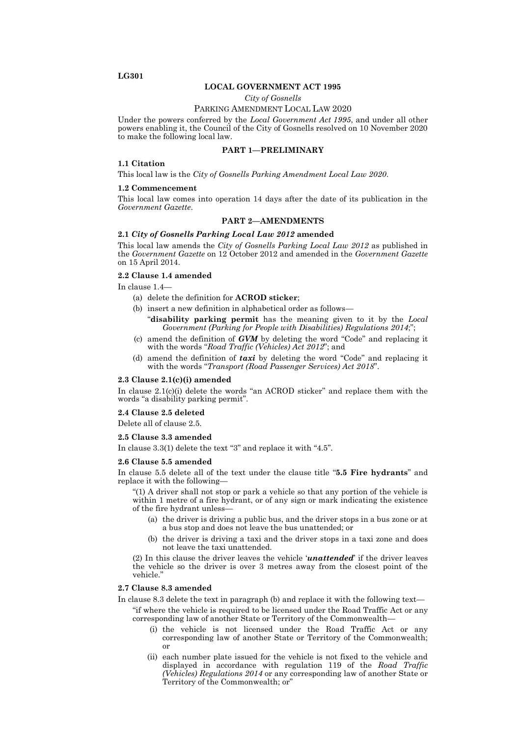LG301

# LOCAL GOVERNMENT ACT 1995

*City of Gosnells*

PARKING AMENDMENT LOCAL LAW 2020

Under the powers conferred by the *Local Government Act 1995*, and under all other powers enabling it, the Council of the City of Gosnells resolved on 10 November 2020 to make the following local law.

## PART 1—PRELIMINARY

### 1.1 Citation

This local law is the *City of Gosnells Parking Amendment Local Law 2020*.

### 1.2 Commencement

This local law comes into operation 14 days after the date of its publication in the *Government Gazette*.

## PART 2—AMENDMENTS

### 2.1 *City of Gosnells Parking Local Law 2012* amended

This local law amends the *City of Gosnells Parking Local Law 2012* as published in the *Government Gazette* on 12 October 2012 and amended in the *Government Gazette* on 15 April 2014.

### 2.2 Clause 1.4 amended

In clause 1.4—

(a) delete the definition for **ACROD sticker**;

(b) insert a new definition in alphabetical order as follows—

"**disability parking permit** has the meaning given to it by the *Local Government (Parking for People with Disabilities) Regulations 2014*;";

(c) amend the definition of ***GVM*** by deleting the word "Code" and replacing it with the words "*Road Traffic (Vehicles) Act 2012*"; and

(d) amend the definition of ***taxi*** by deleting the word "Code" and replacing it with the words "*Transport (Road Passenger Services) Act 2018*".

### 2.3 Clause 2.1(c)(i) amended

In clause 2.1(c)(i) delete the words "an ACROD sticker" and replace them with the words "a disability parking permit".

### 2.4 Clause 2.5 deleted

Delete all of clause 2.5.

### 2.5 Clause 3.3 amended

In clause 3.3(1) delete the text "3" and replace it with "4.5".

### 2.6 Clause 5.5 amended

In clause 5.5 delete all of the text under the clause title "**5.5 Fire hydrants**" and replace it with the following—

"(1) A driver shall not stop or park a vehicle so that any portion of the vehicle is within 1 metre of a fire hydrant, or of any sign or mark indicating the existence of the fire hydrant unless—

(a) the driver is driving a public bus, and the driver stops in a bus zone or at a bus stop and does not leave the bus unattended; or

(b) the driver is driving a taxi and the driver stops in a taxi zone and does not leave the taxi unattended.

(2) In this clause the driver leaves the vehicle '***unattended***' if the driver leaves the vehicle so the driver is over 3 metres away from the closest point of the vehicle."

### 2.7 Clause 8.3 amended

In clause 8.3 delete the text in paragraph (b) and replace it with the following text—

"if where the vehicle is required to be licensed under the Road Traffic Act or any corresponding law of another State or Territory of the Commonwealth—

(i) the vehicle is not licensed under the Road Traffic Act or any corresponding law of another State or Territory of the Commonwealth; or

(ii) each number plate issued for the vehicle is not fixed to the vehicle and displayed in accordance with regulation 119 of the *Road Traffic (Vehicles) Regulations 2014* or any corresponding law of another State or Territory of the Commonwealth; or"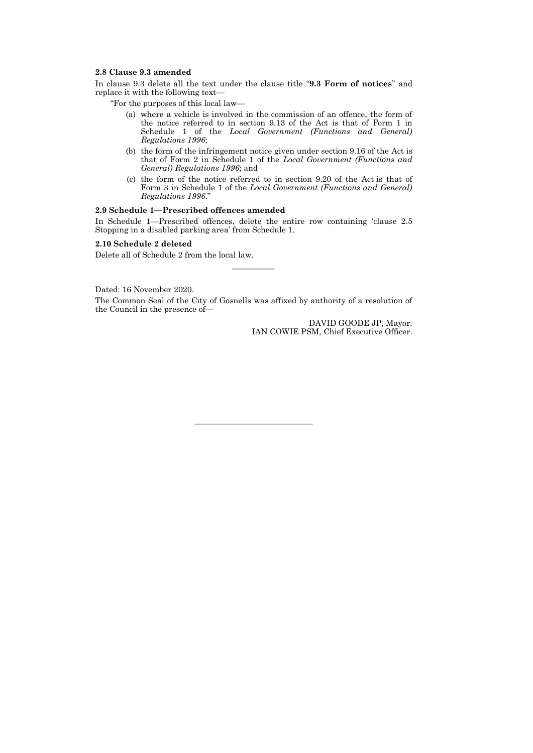### 2.8 Clause 9.3 amended

In clause 9.3 delete all the text under the clause title "**9.3 Form of notices**" and replace it with the following text—

"For the purposes of this local law—

(a) where a vehicle is involved in the commission of an offence, the form of the notice referred to in section 9.13 of the Act is that of Form 1 in Schedule 1 of the *Local Government (Functions and General) Regulations 1996*;

(b) the form of the infringement notice given under section 9.16 of the Act is that of Form 2 in Schedule 1 of the *Local Government (Functions and General) Regulations 1996*; and

(c) the form of the notice referred to in section 9.20 of the Act is that of Form 3 in Schedule 1 of the *Local Government (Functions and General) Regulations 1996*."

### 2.9 Schedule 1—Prescribed offences amended

In Schedule 1—Prescribed offences, delete the entire row containing 'clause 2.5 Stopping in a disabled parking area' from Schedule 1.

### 2.10 Schedule 2 deleted

Delete all of Schedule 2 from the local law.

---

Dated: 16 November 2020.

The Common Seal of the City of Gosnells was affixed by authority of a resolution of the Council in the presence of—

DAVID GOODE JP, Mayor.
IAN COWIE PSM, Chief Executive Officer.

---